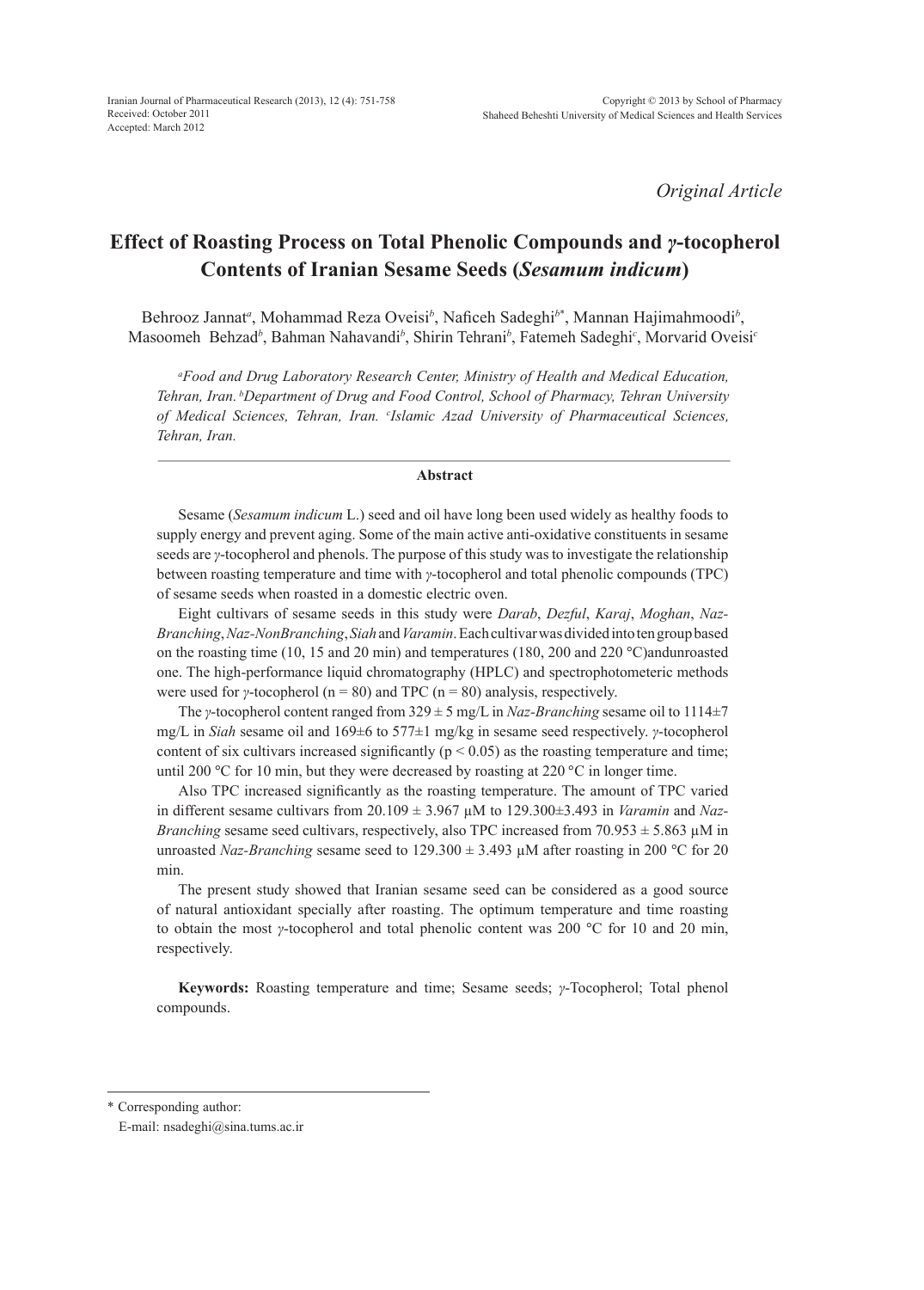*Original Article*

# Effect of Roasting Process on Total Phenolic Compounds and γ-tocopherol Contents of Iranian Sesame Seeds (*Sesamum indicum*)

Behrooz Jannat[a], Mohammad Reza Oveisi[b], Naficeh Sadeghi[b*], Mannan Hajimahmoodi[b], Masoomeh Behzad[b], Bahman Nahavandi[b], Shirin Tehrani[b], Fatemeh Sadeghi[c], Morvarid Oveisi[c]

[a]*Food and Drug Laboratory Research Center, Ministry of Health and Medical Education, Tehran, Iran.* [b]*Department of Drug and Food Control, School of Pharmacy, Tehran University of Medical Sciences, Tehran, Iran.* [c]*Islamic Azad University of Pharmaceutical Sciences, Tehran, Iran.*

## Abstract

Sesame (*Sesamum indicum* L.) seed and oil have long been used widely as healthy foods to supply energy and prevent aging. Some of the main active anti-oxidative constituents in sesame seeds are *γ*-tocopherol and phenols. The purpose of this study was to investigate the relationship between roasting temperature and time with *γ*-tocopherol and total phenolic compounds (TPC) of sesame seeds when roasted in a domestic electric oven.

Eight cultivars of sesame seeds in this study were *Darab*, *Dezful*, *Karaj*, *Moghan*, *Naz-Branching*, *Naz-NonBranching*, *Siah* and *Varamin*. Each cultivar was divided into ten group based on the roasting time (10, 15 and 20 min) and temperatures (180, 200 and 220 °C)andunroasted one. The high-performance liquid chromatography (HPLC) and spectrophotometeric methods were used for *γ*-tocopherol (n = 80) and TPC (n = 80) analysis, respectively.

The *γ*-tocopherol content ranged from 329 ± 5 mg/L in *Naz-Branching* sesame oil to 1114±7 mg/L in *Siah* sesame oil and 169±6 to 577±1 mg/kg in sesame seed respectively. *γ*-tocopherol content of six cultivars increased significantly ($p < 0.05$) as the roasting temperature and time; until 200 °C for 10 min, but they were decreased by roasting at 220 °C in longer time.

Also TPC increased significantly as the roasting temperature. The amount of TPC varied in different sesame cultivars from 20.109 ± 3.967 µM to 129.300±3.493 in *Varamin* and *Naz-Branching* sesame seed cultivars, respectively, also TPC increased from 70.953 ± 5.863 µM in unroasted *Naz-Branching* sesame seed to 129.300 ± 3.493 µM after roasting in 200 °C for 20 min.

The present study showed that Iranian sesame seed can be considered as a good source of natural antioxidant specially after roasting. The optimum temperature and time roasting to obtain the most *γ*-tocopherol and total phenolic content was 200 °C for 10 and 20 min, respectively.

**Keywords:** Roasting temperature and time; Sesame seeds; *γ*-Tocopherol; Total phenol compounds.

* Corresponding author:
E-mail: nsadeghi@sina.tums.ac.ir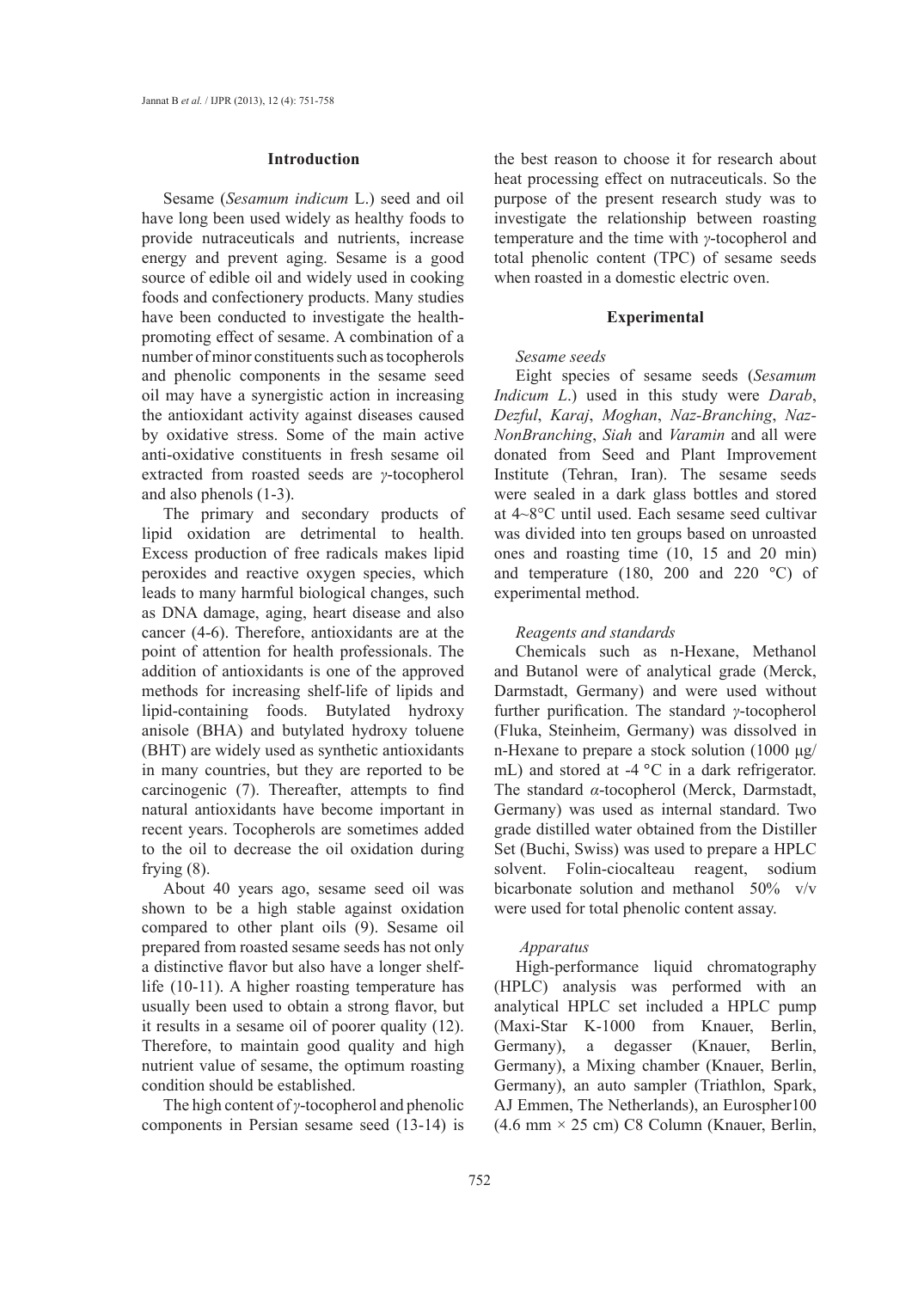## Introduction

Sesame (*Sesamum indicum* L.) seed and oil have long been used widely as healthy foods to provide nutraceuticals and nutrients, increase energy and prevent aging. Sesame is a good source of edible oil and widely used in cooking foods and confectionery products. Many studies have been conducted to investigate the health-promoting effect of sesame. A combination of a number of minor constituents such as tocopherols and phenolic components in the sesame seed oil may have a synergistic action in increasing the antioxidant activity against diseases caused by oxidative stress. Some of the main active anti-oxidative constituents in fresh sesame oil extracted from roasted seeds are *γ*-tocopherol and also phenols (1-3).

The primary and secondary products of lipid oxidation are detrimental to health. Excess production of free radicals makes lipid peroxides and reactive oxygen species, which leads to many harmful biological changes, such as DNA damage, aging, heart disease and also cancer (4-6). Therefore, antioxidants are at the point of attention for health professionals. The addition of antioxidants is one of the approved methods for increasing shelf-life of lipids and lipid-containing foods. Butylated hydroxy anisole (BHA) and butylated hydroxy toluene (BHT) are widely used as synthetic antioxidants in many countries, but they are reported to be carcinogenic (7). Thereafter, attempts to find natural antioxidants have become important in recent years. Tocopherols are sometimes added to the oil to decrease the oil oxidation during frying (8).

About 40 years ago, sesame seed oil was shown to be a high stable against oxidation compared to other plant oils (9). Sesame oil prepared from roasted sesame seeds has not only a distinctive flavor but also have a longer shelf-life (10-11). A higher roasting temperature has usually been used to obtain a strong flavor, but it results in a sesame oil of poorer quality (12). Therefore, to maintain good quality and high nutrient value of sesame, the optimum roasting condition should be established.

The high content of *γ*-tocopherol and phenolic components in Persian sesame seed (13-14) is the best reason to choose it for research about heat processing effect on nutraceuticals. So the purpose of the present research study was to investigate the relationship between roasting temperature and the time with *γ*-tocopherol and total phenolic content (TPC) of sesame seeds when roasted in a domestic electric oven.

## Experimental

### *Sesame seeds*

Eight species of sesame seeds (*Sesamum Indicum L.*) used in this study were *Darab*, *Dezful*, *Karaj*, *Moghan*, *Naz-Branching*, *Naz-NonBranching*, *Siah* and *Varamin* and all were donated from Seed and Plant Improvement Institute (Tehran, Iran). The sesame seeds were sealed in a dark glass bottles and stored at 4~8°C until used. Each sesame seed cultivar was divided into ten groups based on unroasted ones and roasting time (10, 15 and 20 min) and temperature (180, 200 and 220 °C) of experimental method.

### *Reagents and standards*

Chemicals such as n-Hexane, Methanol and Butanol were of analytical grade (Merck, Darmstadt, Germany) and were used without further purification. The standard *γ*-tocopherol (Fluka, Steinheim, Germany) was dissolved in n-Hexane to prepare a stock solution (1000 μg/mL) and stored at -4 °C in a dark refrigerator. The standard *α*-tocopherol (Merck, Darmstadt, Germany) was used as internal standard. Two grade distilled water obtained from the Distiller Set (Buchi, Swiss) was used to prepare a HPLC solvent. Folin-ciocalteau reagent, sodium bicarbonate solution and methanol 50% v/v were used for total phenolic content assay.

### *Apparatus*

High-performance liquid chromatography (HPLC) analysis was performed with an analytical HPLC set included a HPLC pump (Maxi-Star K-1000 from Knauer, Berlin, Germany), a degasser (Knauer, Berlin, Germany), a Mixing chamber (Knauer, Berlin, Germany), an auto sampler (Triathlon, Spark, AJ Emmen, The Netherlands), an Eurospher100 (4.6 mm × 25 cm) C8 Column (Knauer, Berlin,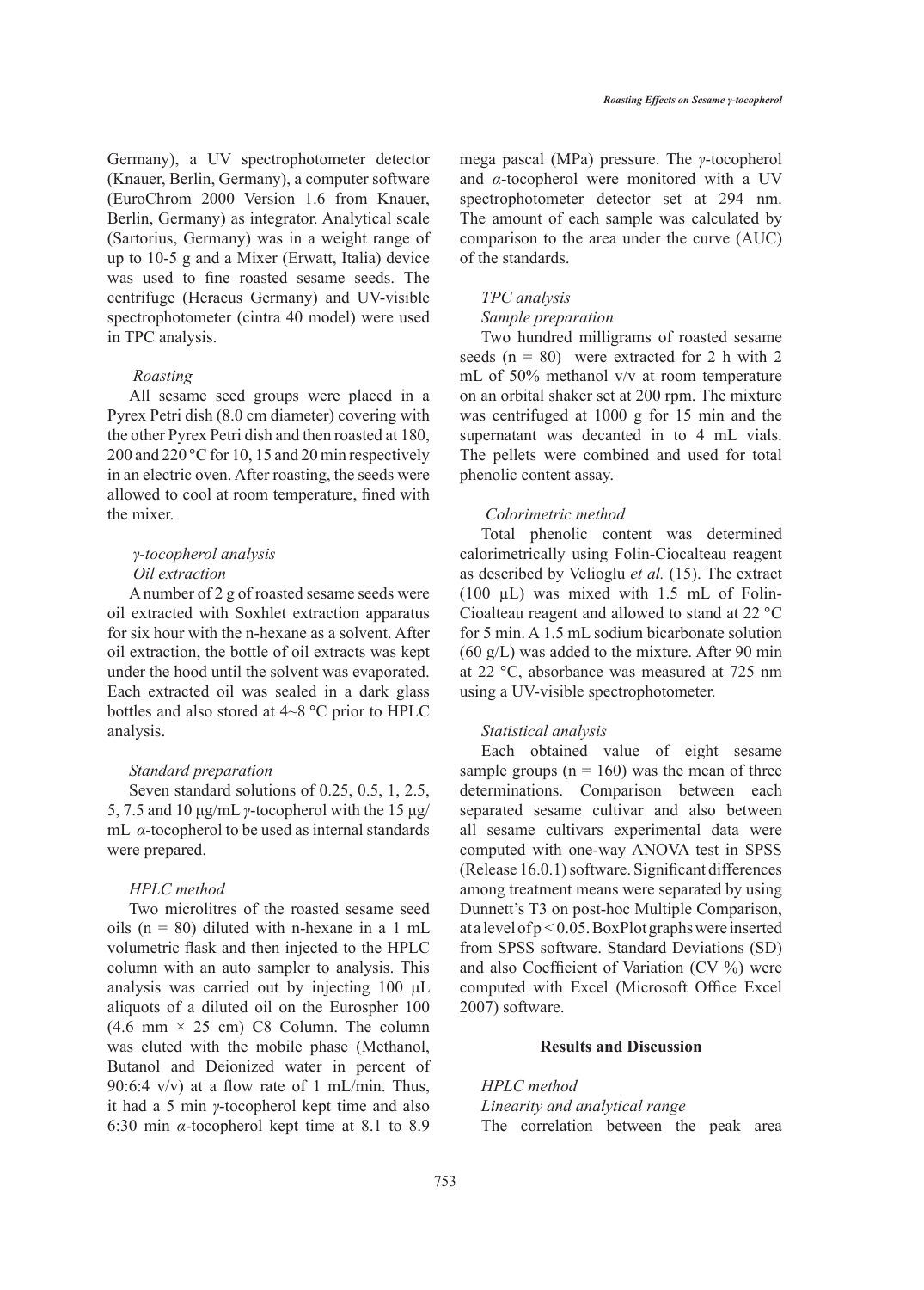Germany), a UV spectrophotometer detector (Knauer, Berlin, Germany), a computer software (EuroChrom 2000 Version 1.6 from Knauer, Berlin, Germany) as integrator. Analytical scale (Sartorius, Germany) was in a weight range of up to 10-5 g and a Mixer (Erwatt, Italia) device was used to fine roasted sesame seeds. The centrifuge (Heraeus Germany) and UV-visible spectrophotometer (cintra 40 model) were used in TPC analysis.

*Roasting*

All sesame seed groups were placed in a Pyrex Petri dish (8.0 cm diameter) covering with the other Pyrex Petri dish and then roasted at 180, 200 and 220 °C for 10, 15 and 20 min respectively in an electric oven. After roasting, the seeds were allowed to cool at room temperature, fined with the mixer.

*γ-tocopherol analysis*

*Oil extraction*

A number of 2 g of roasted sesame seeds were oil extracted with Soxhlet extraction apparatus for six hour with the n-hexane as a solvent. After oil extraction, the bottle of oil extracts was kept under the hood until the solvent was evaporated. Each extracted oil was sealed in a dark glass bottles and also stored at 4~8 °C prior to HPLC analysis.

*Standard preparation*

Seven standard solutions of 0.25, 0.5, 1, 2.5, 5, 7.5 and 10 µg/mL *γ*-tocopherol with the 15 µg/mL *α*-tocopherol to be used as internal standards were prepared.

*HPLC method*

Two microlitres of the roasted sesame seed oils (n = 80) diluted with n-hexane in a 1 mL volumetric flask and then injected to the HPLC column with an auto sampler to analysis. This analysis was carried out by injecting 100 µL aliquots of a diluted oil on the Eurospher 100 (4.6 mm × 25 cm) C8 Column. The column was eluted with the mobile phase (Methanol, Butanol and Deionized water in percent of 90:6:4 v/v) at a flow rate of 1 mL/min. Thus, it had a 5 min *γ*-tocopherol kept time and also 6:30 min *α*-tocopherol kept time at 8.1 to 8.9 mega pascal (MPa) pressure. The *γ*-tocopherol and *α*-tocopherol were monitored with a UV spectrophotometer detector set at 294 nm. The amount of each sample was calculated by comparison to the area under the curve (AUC) of the standards.

*TPC analysis*

*Sample preparation*

Two hundred milligrams of roasted sesame seeds (n = 80) were extracted for 2 h with 2 mL of 50% methanol v/v at room temperature on an orbital shaker set at 200 rpm. The mixture was centrifuged at 1000 g for 15 min and the supernatant was decanted in to 4 mL vials. The pellets were combined and used for total phenolic content assay.

*Colorimetric method*

Total phenolic content was determined calorimetrically using Folin-Ciocalteau reagent as described by Velioglu *et al.* (15). The extract (100 µL) was mixed with 1.5 mL of Folin-Cioalteau reagent and allowed to stand at 22 °C for 5 min. A 1.5 mL sodium bicarbonate solution (60 g/L) was added to the mixture. After 90 min at 22 °C, absorbance was measured at 725 nm using a UV-visible spectrophotometer.

*Statistical analysis*

Each obtained value of eight sesame sample groups (n = 160) was the mean of three determinations. Comparison between each separated sesame cultivar and also between all sesame cultivars experimental data were computed with one-way ANOVA test in SPSS (Release 16.0.1) software. Significant differences among treatment means were separated by using Dunnett's T3 on post-hoc Multiple Comparison, at a level of $p < 0.05$. BoxPlot graphs were inserted from SPSS software. Standard Deviations (SD) and also Coefficient of Variation (CV %) were computed with Excel (Microsoft Office Excel 2007) software.

## Results and Discussion

*HPLC method*

*Linearity and analytical range*

The correlation between the peak area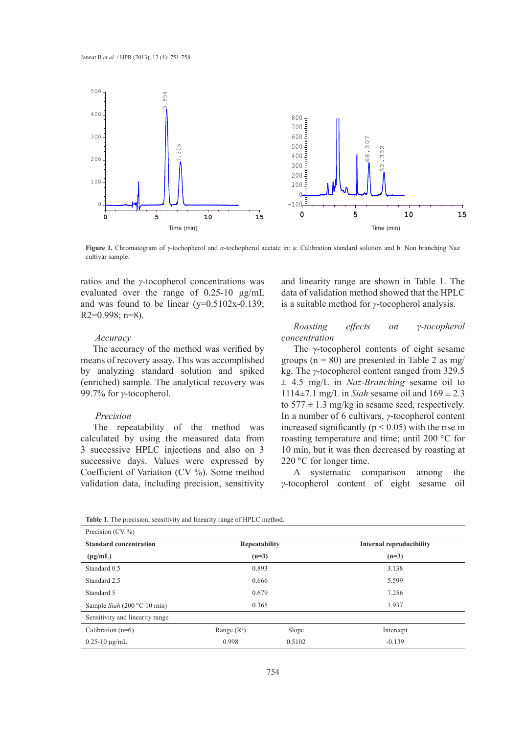Figure 1. Chromatogram of γ-tochopherol and α-tochopherol acetate in: a: Calibration standard solution and b: Non branching Naz cultivar sample.

ratios and the γ-tocopherol concentrations was evaluated over the range of 0.25-10 μg/mL and was found to be linear ($y=0.5102x-0.139$; $R^2=0.998$; n=8).

*Accuracy*

The accuracy of the method was verified by means of recovery assay. This was accomplished by analyzing standard solution and spiked (enriched) sample. The analytical recovery was 99.7% for γ-tocopherol.

*Precision*

The repeatability of the method was calculated by using the measured data from 3 successive HPLC injections and also on 3 successive days. Values were expressed by Coefficient of Variation (CV %). Some method validation data, including precision, sensitivity and linearity range are shown in Table 1. The data of validation method showed that the HPLC is a suitable method for γ-tocopherol analysis.

*Roasting effects on γ-tocopherol concentration*

The γ-tocopherol contents of eight sesame groups (n = 80) are presented in Table 2 as mg/kg. The γ-tocopherol content ranged from 329.5 ± 4.5 mg/L in *Naz-Branching* sesame oil to 1114±7.1 mg/L in *Siah* sesame oil and 169 ± 2.3 to 577 ± 1.3 mg/kg in sesame seed, respectively. In a number of 6 cultivars, γ-tocopherol content increased significantly ($p < 0.05$) with the rise in roasting temperature and time; until 200 °C for 10 min, but it was then decreased by roasting at 220 °C for longer time.

A systematic comparison among the γ-tocopherol content of eight sesame oil

**Table 1.** The precision, sensitivity and linearity range of HPLC method.

| Precision (CV %) | | | |
|---|---|---|---|
| **Standard concentration (μg/mL)** | **Repeatability (n=3)** | | **Internal reproducibility (n=3)** |
| Standard 0.5 | 0.893 | | 3.138 |
| Standard 2.5 | 0.666 | | 5.599 |
| Standard 5 | 0.679 | | 7.256 |
| Sample *Siah* (200 °C 10 min) | 0.365 | | 1.937 |
| Sensitivity and linearity range | | | |
| Calibration (n=6) | Range ($R^2$) | Slope | Intercept |
| 0.25-10 μg/mL | 0.998 | 0.5102 | -0.139 |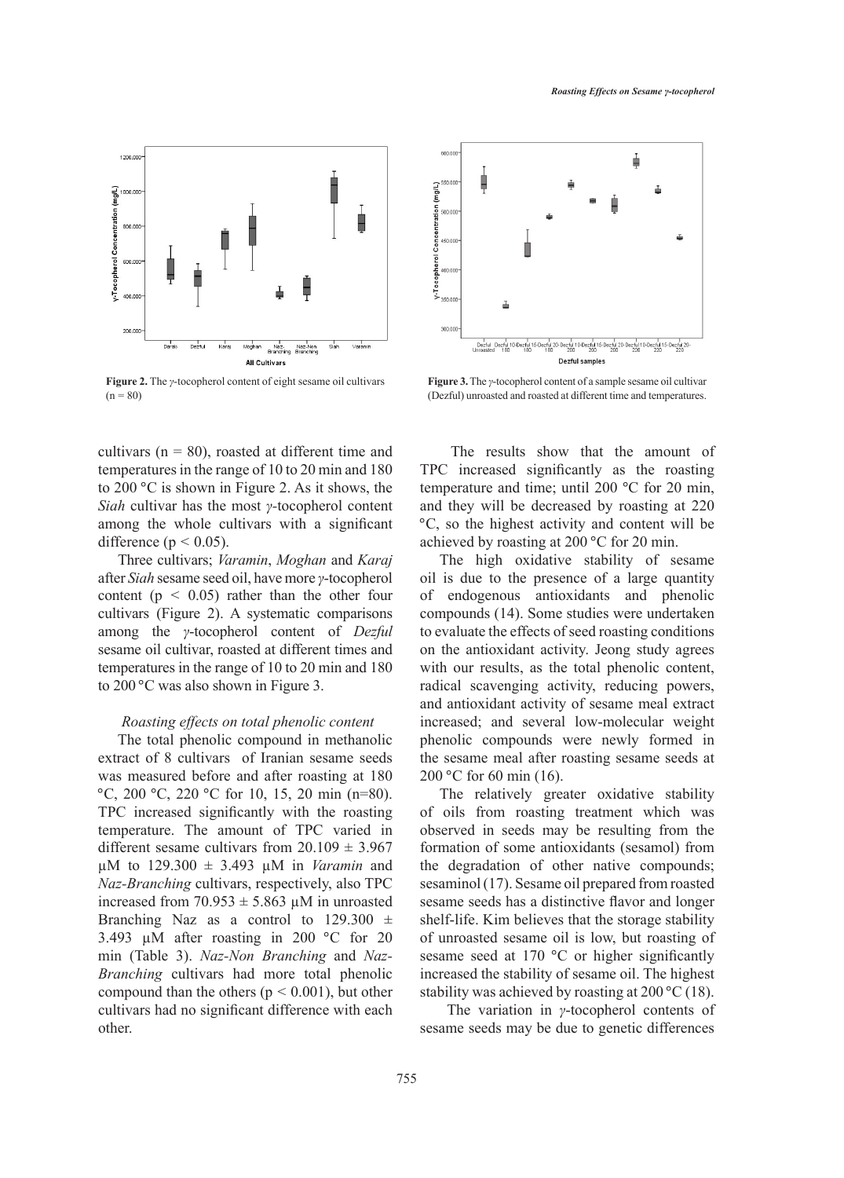**Figure 2.** The γ-tocopherol content of eight sesame oil cultivars (n = 80)

**Figure 3.** The γ-tocopherol content of a sample sesame oil cultivar (Dezful) unroasted and roasted at different time and temperatures.

cultivars (n = 80), roasted at different time and temperatures in the range of 10 to 20 min and 180 to 200 °C is shown in Figure 2. As it shows, the *Siah* cultivar has the most γ-tocopherol content among the whole cultivars with a significant difference ($p < 0.05$).

Three cultivars; *Varamin*, *Moghan* and *Karaj* after *Siah* sesame seed oil, have more γ-tocopherol content ($p < 0.05$) rather than the other four cultivars (Figure 2). A systematic comparisons among the γ-tocopherol content of *Dezful* sesame oil cultivar, roasted at different times and temperatures in the range of 10 to 20 min and 180 to 200 °C was also shown in Figure 3.

### *Roasting effects on total phenolic content*

The total phenolic compound in methanolic extract of 8 cultivars of Iranian sesame seeds was measured before and after roasting at 180 °C, 200 °C, 220 °C for 10, 15, 20 min (n=80). TPC increased significantly with the roasting temperature. The amount of TPC varied in different sesame cultivars from 20.109 ± 3.967 µM to 129.300 ± 3.493 µM in *Varamin* and *Naz-Branching* cultivars, respectively, also TPC increased from 70.953 ± 5.863 µM in unroasted Branching Naz as a control to 129.300 ± 3.493 µM after roasting in 200 °C for 20 min (Table 3). *Naz-Non Branching* and *Naz-Branching* cultivars had more total phenolic compound than the others ($p < 0.001$), but other cultivars had no significant difference with each other.

The results show that the amount of TPC increased significantly as the roasting temperature and time; until 200 °C for 20 min, and they will be decreased by roasting at 220 °C, so the highest activity and content will be achieved by roasting at 200 °C for 20 min.

The high oxidative stability of sesame oil is due to the presence of a large quantity of endogenous antioxidants and phenolic compounds (14). Some studies were undertaken to evaluate the effects of seed roasting conditions on the antioxidant activity. Jeong study agrees with our results, as the total phenolic content, radical scavenging activity, reducing powers, and antioxidant activity of sesame meal extract increased; and several low-molecular weight phenolic compounds were newly formed in the sesame meal after roasting sesame seeds at 200 °C for 60 min (16).

The relatively greater oxidative stability of oils from roasting treatment which was observed in seeds may be resulting from the formation of some antioxidants (sesamol) from the degradation of other native compounds; sesaminol (17). Sesame oil prepared from roasted sesame seeds has a distinctive flavor and longer shelf-life. Kim believes that the storage stability of unroasted sesame oil is low, but roasting of sesame seed at 170 °C or higher significantly increased the stability of sesame oil. The highest stability was achieved by roasting at 200 °C (18).

The variation in γ-tocopherol contents of sesame seeds may be due to genetic differences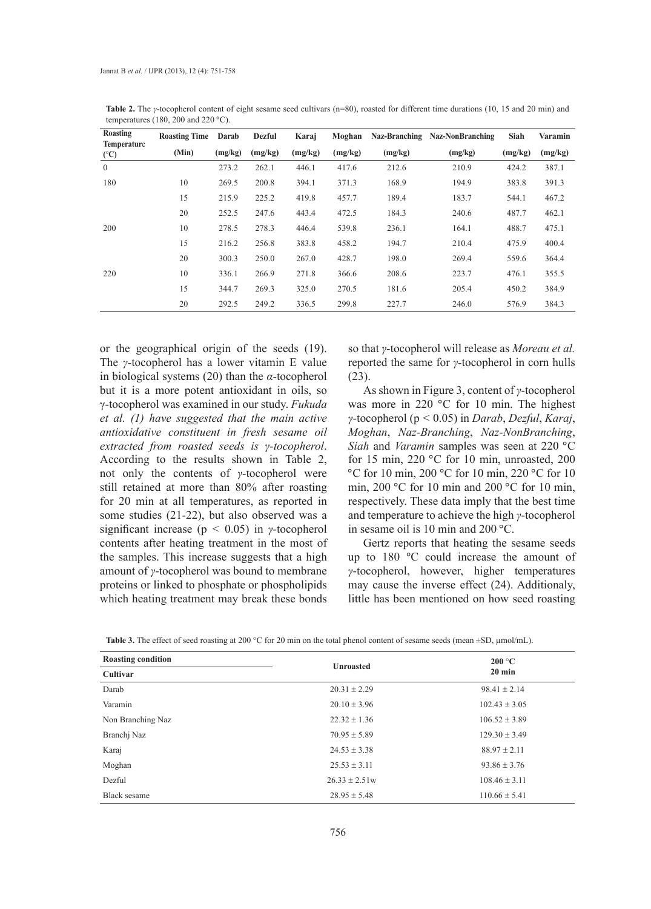**Table 2.** The *γ*-tocopherol content of eight sesame seed cultivars (n=80), roasted for different time durations (10, 15 and 20 min) and temperatures (180, 200 and 220 °C).

| Roasting Temperature (°C) | Roasting Time (Min) | Darab (mg/kg) | Dezful (mg/kg) | Karaj (mg/kg) | Moghan (mg/kg) | Naz-Branching (mg/kg) | Naz-NonBranching (mg/kg) | Siah (mg/kg) | Varamin (mg/kg) |
|---|---|---|---|---|---|---|---|---|---|
| 0 | | 273.2 | 262.1 | 446.1 | 417.6 | 212.6 | 210.9 | 424.2 | 387.1 |
| 180 | 10 | 269.5 | 200.8 | 394.1 | 371.3 | 168.9 | 194.9 | 383.8 | 391.3 |
| | 15 | 215.9 | 225.2 | 419.8 | 457.7 | 189.4 | 183.7 | 544.1 | 467.2 |
| | 20 | 252.5 | 247.6 | 443.4 | 472.5 | 184.3 | 240.6 | 487.7 | 462.1 |
| 200 | 10 | 278.5 | 278.3 | 446.4 | 539.8 | 236.1 | 164.1 | 488.7 | 475.1 |
| | 15 | 216.2 | 256.8 | 383.8 | 458.2 | 194.7 | 210.4 | 475.9 | 400.4 |
| | 20 | 300.3 | 250.0 | 267.0 | 428.7 | 198.0 | 269.4 | 559.6 | 364.4 |
| 220 | 10 | 336.1 | 266.9 | 271.8 | 366.6 | 208.6 | 223.7 | 476.1 | 355.5 |
| | 15 | 344.7 | 269.3 | 325.0 | 270.5 | 181.6 | 205.4 | 450.2 | 384.9 |
| | 20 | 292.5 | 249.2 | 336.5 | 299.8 | 227.7 | 246.0 | 576.9 | 384.3 |

or the geographical origin of the seeds (19). The *γ*-tocopherol has a lower vitamin E value in biological systems (20) than the *α*-tocopherol but it is a more potent antioxidant in oils, so γ-tocopherol was examined in our study. *Fukuda et al. (1) have suggested that the main active antioxidative constituent in fresh sesame oil extracted from roasted seeds is γ-tocopherol*. According to the results shown in Table 2, not only the contents of *γ*-tocopherol were still retained at more than 80% after roasting for 20 min at all temperatures, as reported in some studies (21-22), but also observed was a significant increase ($p < 0.05$) in *γ*-tocopherol contents after heating treatment in the most of the samples. This increase suggests that a high amount of *γ*-tocopherol was bound to membrane proteins or linked to phosphate or phospholipids which heating treatment may break these bonds so that *γ*-tocopherol will release as *Moreau et al.* reported the same for *γ*-tocopherol in corn hulls (23).

As shown in Figure 3, content of *γ*-tocopherol was more in 220 °C for 10 min. The highest *γ*-tocopherol ($p < 0.05$) in *Darab*, *Dezful*, *Karaj*, *Moghan*, *Naz-Branching*, *Naz-NonBranching*, *Siah* and *Varamin* samples was seen at 220 °C for 15 min, 220 °C for 10 min, unroasted, 200 °C for 10 min, 200 °C for 10 min, 220 °C for 10 min, 200 °C for 10 min and 200 °C for 10 min, respectively. These data imply that the best time and temperature to achieve the high *γ*-tocopherol in sesame oil is 10 min and 200 °C.

Gertz reports that heating the sesame seeds up to 180 °C could increase the amount of *γ*-tocopherol, however, higher temperatures may cause the inverse effect (24). Additionaly, little has been mentioned on how seed roasting

**Table 3.** The effect of seed roasting at 200 °C for 20 min on the total phenol content of sesame seeds (mean ±SD, μmol/mL).

| Roasting condition / Cultivar | Unroasted | 200 °C 20 min |
|---|---|---|
| Darab | 20.31 ± 2.29 | 98.41 ± 2.14 |
| Varamin | 20.10 ± 3.96 | 102.43 ± 3.05 |
| Non Branching Naz | 22.32 ± 1.36 | 106.52 ± 3.89 |
| Branchj Naz | 70.95 ± 5.89 | 129.30 ± 3.49 |
| Karaj | 24.53 ± 3.38 | 88.97 ± 2.11 |
| Moghan | 25.53 ± 3.11 | 93.86 ± 3.76 |
| Dezful | 26.33 ± 2.51w | 108.46 ± 3.11 |
| Black sesame | 28.95 ± 5.48 | 110.66 ± 5.41 |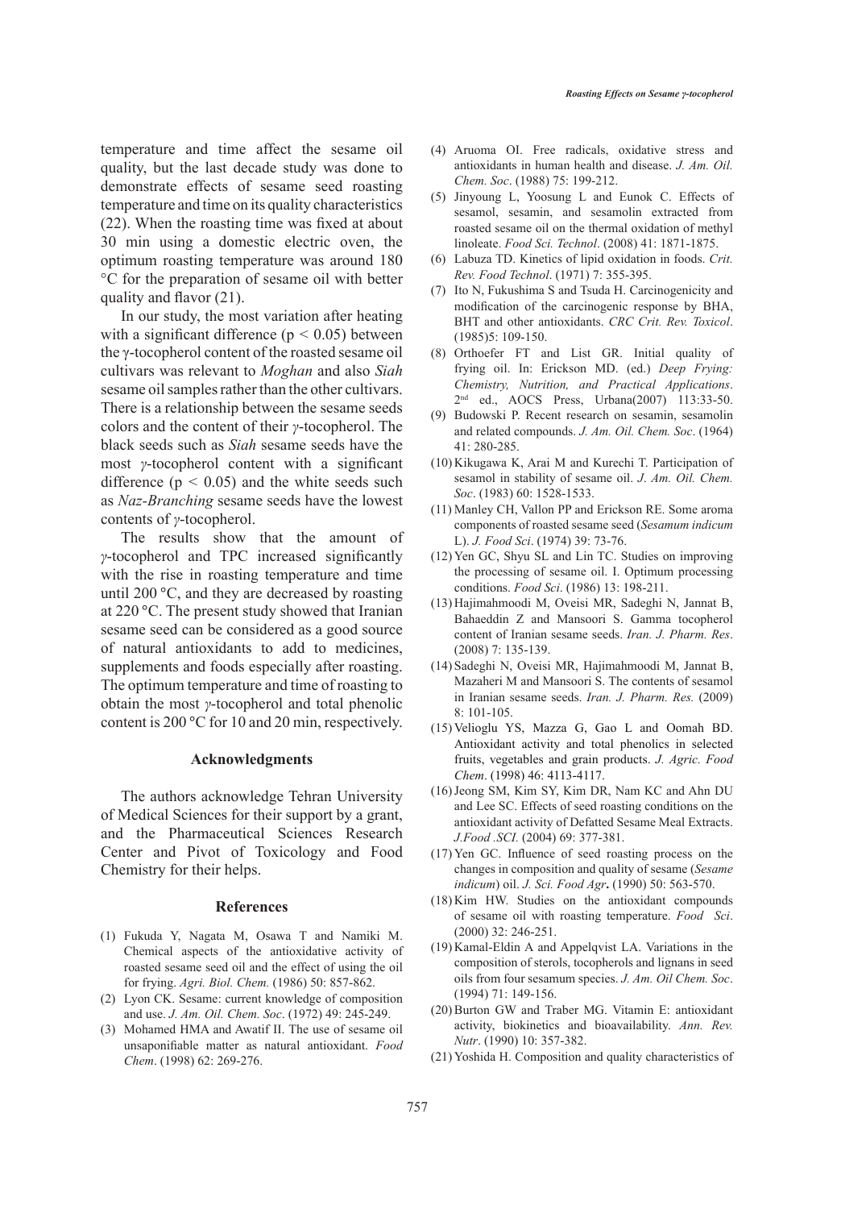temperature and time affect the sesame oil quality, but the last decade study was done to demonstrate effects of sesame seed roasting temperature and time on its quality characteristics (22). When the roasting time was fixed at about 30 min using a domestic electric oven, the optimum roasting temperature was around 180 °C for the preparation of sesame oil with better quality and flavor (21).

In our study, the most variation after heating with a significant difference ($p < 0.05$) between the γ-tocopherol content of the roasted sesame oil cultivars was relevant to *Moghan* and also *Siah* sesame oil samples rather than the other cultivars. There is a relationship between the sesame seeds colors and the content of their *γ*-tocopherol. The black seeds such as *Siah* sesame seeds have the most *γ*-tocopherol content with a significant difference ($p < 0.05$) and the white seeds such as *Naz-Branching* sesame seeds have the lowest contents of *γ*-tocopherol.

The results show that the amount of *γ*-tocopherol and TPC increased significantly with the rise in roasting temperature and time until 200 °C, and they are decreased by roasting at 220 °C. The present study showed that Iranian sesame seed can be considered as a good source of natural antioxidants to add to medicines, supplements and foods especially after roasting. The optimum temperature and time of roasting to obtain the most *γ*-tocopherol and total phenolic content is 200 °C for 10 and 20 min, respectively.

## Acknowledgments

The authors acknowledge Tehran University of Medical Sciences for their support by a grant, and the Pharmaceutical Sciences Research Center and Pivot of Toxicology and Food Chemistry for their helps.

## References

(1) Fukuda Y, Nagata M, Osawa T and Namiki M. Chemical aspects of the antioxidative activity of roasted sesame seed oil and the effect of using the oil for frying. *Agri. Biol. Chem.* (1986) 50: 857-862.

(2) Lyon CK. Sesame: current knowledge of composition and use. *J. Am. Oil. Chem. Soc*. (1972) 49: 245-249.

(3) Mohamed HMA and Awatif II. The use of sesame oil unsaponifiable matter as natural antioxidant. *Food Chem*. (1998) 62: 269-276.

(4) Aruoma OI. Free radicals, oxidative stress and antioxidants in human health and disease. *J. Am. Oil. Chem. Soc*. (1988) 75: 199-212.

(5) Jinyoung L, Yoosung L and Eunok C. Effects of sesamol, sesamin, and sesamolin extracted from roasted sesame oil on the thermal oxidation of methyl linoleate. *Food Sci. Technol*. (2008) 41: 1871-1875.

(6) Labuza TD. Kinetics of lipid oxidation in foods. *Crit. Rev. Food Technol*. (1971) 7: 355-395.

(7) Ito N, Fukushima S and Tsuda H. Carcinogenicity and modification of the carcinogenic response by BHA, BHT and other antioxidants. *CRC Crit. Rev. Toxicol*. (1985)5: 109-150.

(8) Orthoefer FT and List GR. Initial quality of frying oil. In: Erickson MD. (ed.) *Deep Frying: Chemistry, Nutrition, and Practical Applications*. 2nd ed., AOCS Press, Urbana(2007) 113:33-50.

(9) Budowski P. Recent research on sesamin, sesamolin and related compounds. *J. Am. Oil. Chem. Soc*. (1964) 41: 280-285.

(10) Kikugawa K, Arai M and Kurechi T. Participation of sesamol in stability of sesame oil. *J. Am. Oil. Chem. Soc*. (1983) 60: 1528-1533.

(11) Manley CH, Vallon PP and Erickson RE. Some aroma components of roasted sesame seed (*Sesamum indicum* L). *J. Food Sci*. (1974) 39: 73-76.

(12) Yen GC, Shyu SL and Lin TC. Studies on improving the processing of sesame oil. I. Optimum processing conditions. *Food Sci*. (1986) 13: 198-211.

(13) Hajimahmoodi M, Oveisi MR, Sadeghi N, Jannat B, Bahaeddin Z and Mansoori S. Gamma tocopherol content of Iranian sesame seeds. *Iran. J. Pharm. Res*. (2008) 7: 135-139.

(14) Sadeghi N, Oveisi MR, Hajimahmoodi M, Jannat B, Mazaheri M and Mansoori S. The contents of sesamol in Iranian sesame seeds. *Iran. J. Pharm. Res.* (2009) 8: 101-105.

(15) Velioglu YS, Mazza G, Gao L and Oomah BD. Antioxidant activity and total phenolics in selected fruits, vegetables and grain products. *J. Agric. Food Chem*. (1998) 46: 4113-4117.

(16) Jeong SM, Kim SY, Kim DR, Nam KC and Ahn DU and Lee SC. Effects of seed roasting conditions on the antioxidant activity of Defatted Sesame Meal Extracts. *J.Food .SCI.* (2004) 69: 377-381.

(17) Yen GC. Influence of seed roasting process on the changes in composition and quality of sesame (*Sesame indicum*) oil. *J. Sci. Food Agr***.** (1990) 50: 563-570.

(18) Kim HW. Studies on the antioxidant compounds of sesame oil with roasting temperature. *Food Sci*. (2000) 32: 246-251.

(19) Kamal-Eldin A and Appelqvist LA. Variations in the composition of sterols, tocopherols and lignans in seed oils from four sesamum species. *J. Am. Oil Chem. Soc*. (1994) 71: 149-156.

(20) Burton GW and Traber MG. Vitamin E: antioxidant activity, biokinetics and bioavailability. *Ann. Rev. Nutr*. (1990) 10: 357-382.

(21) Yoshida H. Composition and quality characteristics of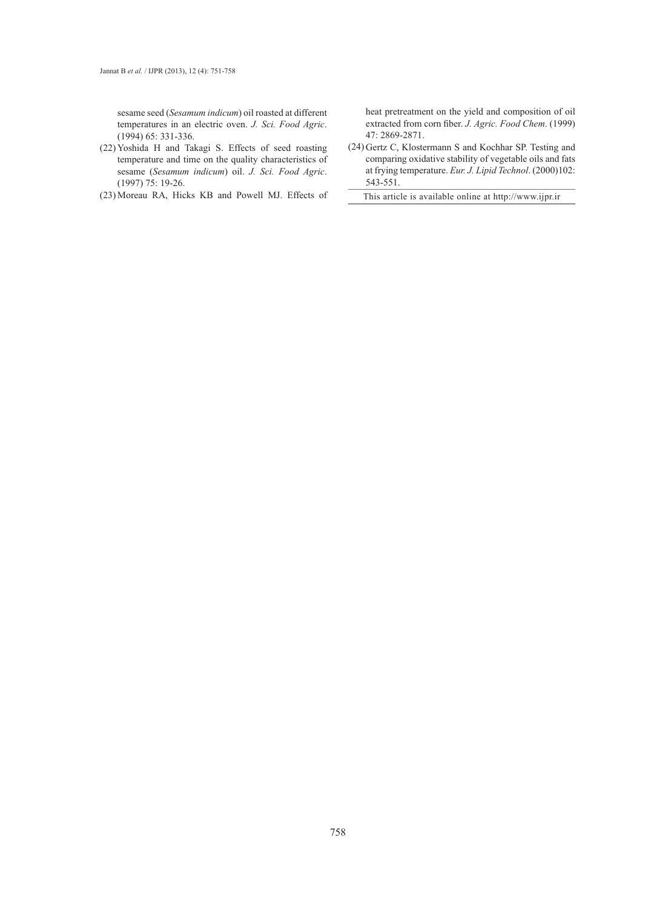sesame seed (*Sesamum indicum*) oil roasted at different temperatures in an electric oven. *J. Sci. Food Agric*. (1994) 65: 331-336.

(22) Yoshida H and Takagi S. Effects of seed roasting temperature and time on the quality characteristics of sesame (*Sesamum indicum*) oil. *J. Sci. Food Agric*. (1997) 75: 19-26.

(23) Moreau RA, Hicks KB and Powell MJ. Effects of heat pretreatment on the yield and composition of oil extracted from corn fiber. *J. Agric. Food Chem*. (1999) 47: 2869-2871.

(24) Gertz C, Klostermann S and Kochhar SP. Testing and comparing oxidative stability of vegetable oils and fats at frying temperature. *Eur. J. Lipid Technol*. (2000)102: 543-551.

This article is available online at http://www.ijpr.ir